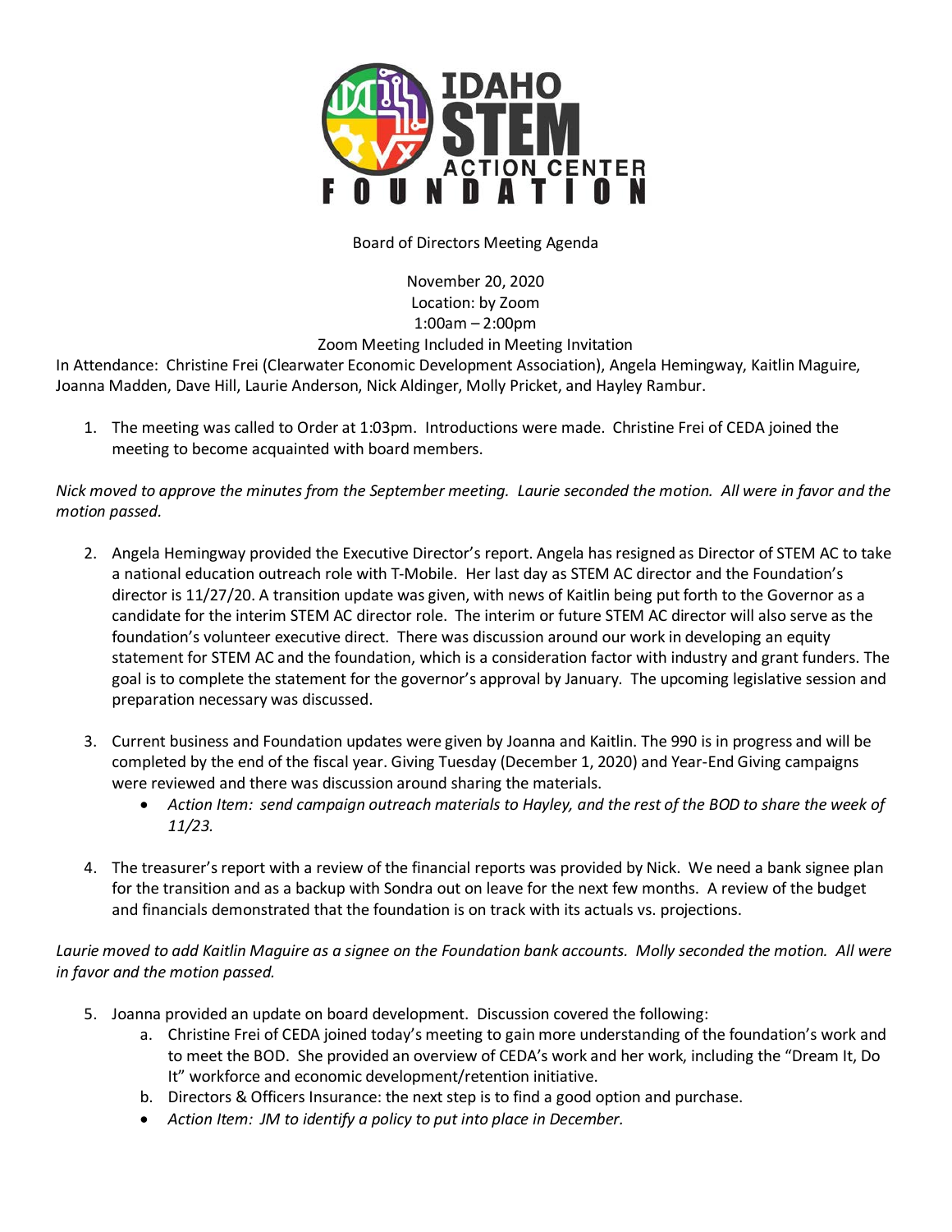# IDAHO STEM ACTION CENTER FOUNDATION

Board of Directors Meeting Agenda

November 20, 2020
Location: by Zoom
1:00am – 2:00pm
Zoom Meeting Included in Meeting Invitation

In Attendance: Christine Frei (Clearwater Economic Development Association), Angela Hemingway, Kaitlin Maguire, Joanna Madden, Dave Hill, Laurie Anderson, Nick Aldinger, Molly Pricket, and Hayley Rambur.

1. The meeting was called to Order at 1:03pm. Introductions were made. Christine Frei of CEDA joined the meeting to become acquainted with board members.

*Nick moved to approve the minutes from the September meeting. Laurie seconded the motion. All were in favor and the motion passed.*

2. Angela Hemingway provided the Executive Director's report. Angela has resigned as Director of STEM AC to take a national education outreach role with T-Mobile. Her last day as STEM AC director and the Foundation's director is 11/27/20. A transition update was given, with news of Kaitlin being put forth to the Governor as a candidate for the interim STEM AC director role. The interim or future STEM AC director will also serve as the foundation's volunteer executive direct. There was discussion around our work in developing an equity statement for STEM AC and the foundation, which is a consideration factor with industry and grant funders. The goal is to complete the statement for the governor's approval by January. The upcoming legislative session and preparation necessary was discussed.

3. Current business and Foundation updates were given by Joanna and Kaitlin. The 990 is in progress and will be completed by the end of the fiscal year. Giving Tuesday (December 1, 2020) and Year-End Giving campaigns were reviewed and there was discussion around sharing the materials.
   - *Action Item: send campaign outreach materials to Hayley, and the rest of the BOD to share the week of 11/23.*

4. The treasurer's report with a review of the financial reports was provided by Nick. We need a bank signee plan for the transition and as a backup with Sondra out on leave for the next few months. A review of the budget and financials demonstrated that the foundation is on track with its actuals vs. projections.

*Laurie moved to add Kaitlin Maguire as a signee on the Foundation bank accounts. Molly seconded the motion. All were in favor and the motion passed.*

5. Joanna provided an update on board development. Discussion covered the following:
   a. Christine Frei of CEDA joined today's meeting to gain more understanding of the foundation's work and to meet the BOD. She provided an overview of CEDA's work and her work, including the "Dream It, Do It" workforce and economic development/retention initiative.
   b. Directors & Officers Insurance: the next step is to find a good option and purchase.
   - *Action Item: JM to identify a policy to put into place in December.*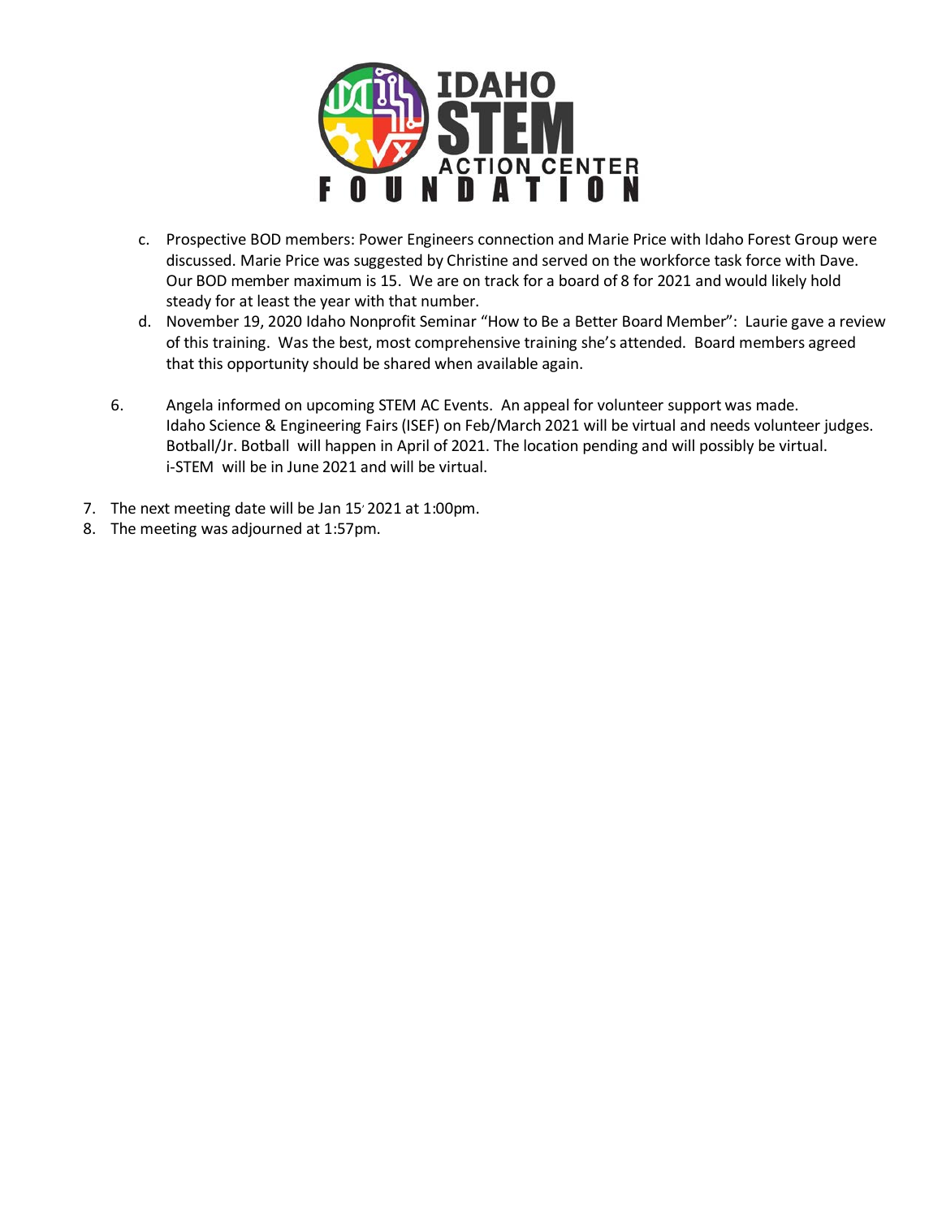c. Prospective BOD members: Power Engineers connection and Marie Price with Idaho Forest Group were discussed. Marie Price was suggested by Christine and served on the workforce task force with Dave. Our BOD member maximum is 15. We are on track for a board of 8 for 2021 and would likely hold steady for at least the year with that number.

d. November 19, 2020 Idaho Nonprofit Seminar "How to Be a Better Board Member": Laurie gave a review of this training. Was the best, most comprehensive training she's attended. Board members agreed that this opportunity should be shared when available again.

6. Angela informed on upcoming STEM AC Events. An appeal for volunteer support was made. Idaho Science & Engineering Fairs (ISEF) on Feb/March 2021 will be virtual and needs volunteer judges. Botball/Jr. Botball will happen in April of 2021. The location pending and will possibly be virtual. i-STEM will be in June 2021 and will be virtual.

7. The next meeting date will be Jan 15' 2021 at 1:00pm.
8. The meeting was adjourned at 1:57pm.